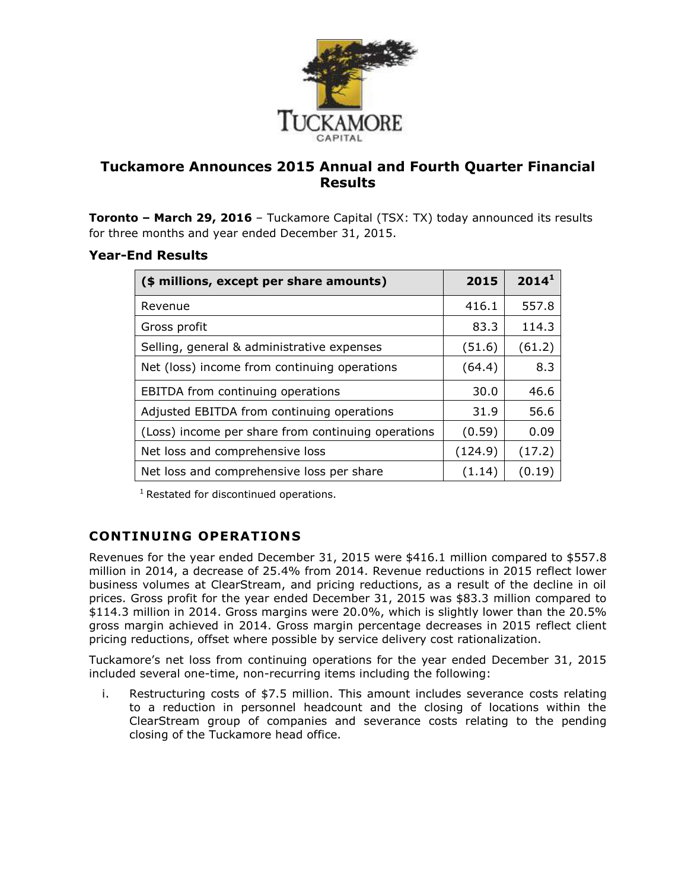# Tuckamore Announces 2015 Annual and Fourth Quarter Financial Results

**Toronto – March 29, 2016** – Tuckamore Capital (TSX: TX) today announced its results for three months and year ended December 31, 2015.

## Year-End Results

| ($ millions, except per share amounts) | 2015 | 2014[1] |
|---|---|---|
| Revenue | 416.1 | 557.8 |
| Gross profit | 83.3 | 114.3 |
| Selling, general & administrative expenses | (51.6) | (61.2) |
| Net (loss) income from continuing operations | (64.4) | 8.3 |
| EBITDA from continuing operations | 30.0 | 46.6 |
| Adjusted EBITDA from continuing operations | 31.9 | 56.6 |
| (Loss) income per share from continuing operations | (0.59) | 0.09 |
| Net loss and comprehensive loss | (124.9) | (17.2) |
| Net loss and comprehensive loss per share | (1.14) | (0.19) |

[1] Restated for discontinued operations.

## CONTINUING OPERATIONS

Revenues for the year ended December 31, 2015 were $416.1 million compared to $557.8 million in 2014, a decrease of 25.4% from 2014. Revenue reductions in 2015 reflect lower business volumes at ClearStream, and pricing reductions, as a result of the decline in oil prices. Gross profit for the year ended December 31, 2015 was $83.3 million compared to $114.3 million in 2014. Gross margins were 20.0%, which is slightly lower than the 20.5% gross margin achieved in 2014. Gross margin percentage decreases in 2015 reflect client pricing reductions, offset where possible by service delivery cost rationalization.

Tuckamore's net loss from continuing operations for the year ended December 31, 2015 included several one-time, non-recurring items including the following:

i. Restructuring costs of $7.5 million. This amount includes severance costs relating to a reduction in personnel headcount and the closing of locations within the ClearStream group of companies and severance costs relating to the pending closing of the Tuckamore head office.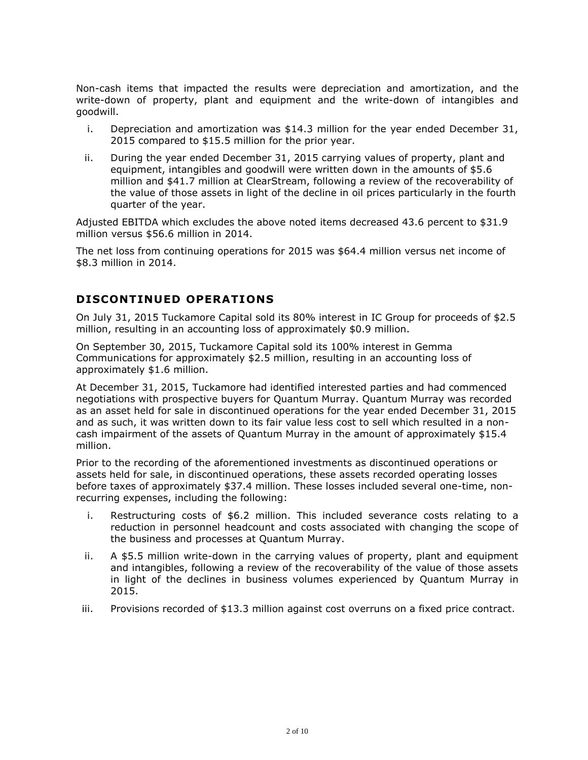Non-cash items that impacted the results were depreciation and amortization, and the write-down of property, plant and equipment and the write-down of intangibles and goodwill.

i. Depreciation and amortization was $14.3 million for the year ended December 31, 2015 compared to $15.5 million for the prior year.
ii. During the year ended December 31, 2015 carrying values of property, plant and equipment, intangibles and goodwill were written down in the amounts of $5.6 million and $41.7 million at ClearStream, following a review of the recoverability of the value of those assets in light of the decline in oil prices particularly in the fourth quarter of the year.

Adjusted EBITDA which excludes the above noted items decreased 43.6 percent to $31.9 million versus $56.6 million in 2014.

The net loss from continuing operations for 2015 was $64.4 million versus net income of $8.3 million in 2014.

## DISCONTINUED OPERATIONS

On July 31, 2015 Tuckamore Capital sold its 80% interest in IC Group for proceeds of $2.5 million, resulting in an accounting loss of approximately $0.9 million.

On September 30, 2015, Tuckamore Capital sold its 100% interest in Gemma Communications for approximately $2.5 million, resulting in an accounting loss of approximately $1.6 million.

At December 31, 2015, Tuckamore had identified interested parties and had commenced negotiations with prospective buyers for Quantum Murray. Quantum Murray was recorded as an asset held for sale in discontinued operations for the year ended December 31, 2015 and as such, it was written down to its fair value less cost to sell which resulted in a non-cash impairment of the assets of Quantum Murray in the amount of approximately $15.4 million.

Prior to the recording of the aforementioned investments as discontinued operations or assets held for sale, in discontinued operations, these assets recorded operating losses before taxes of approximately $37.4 million. These losses included several one-time, non-recurring expenses, including the following:

i. Restructuring costs of $6.2 million. This included severance costs relating to a reduction in personnel headcount and costs associated with changing the scope of the business and processes at Quantum Murray.
ii. A $5.5 million write-down in the carrying values of property, plant and equipment and intangibles, following a review of the recoverability of the value of those assets in light of the declines in business volumes experienced by Quantum Murray in 2015.
iii. Provisions recorded of $13.3 million against cost overruns on a fixed price contract.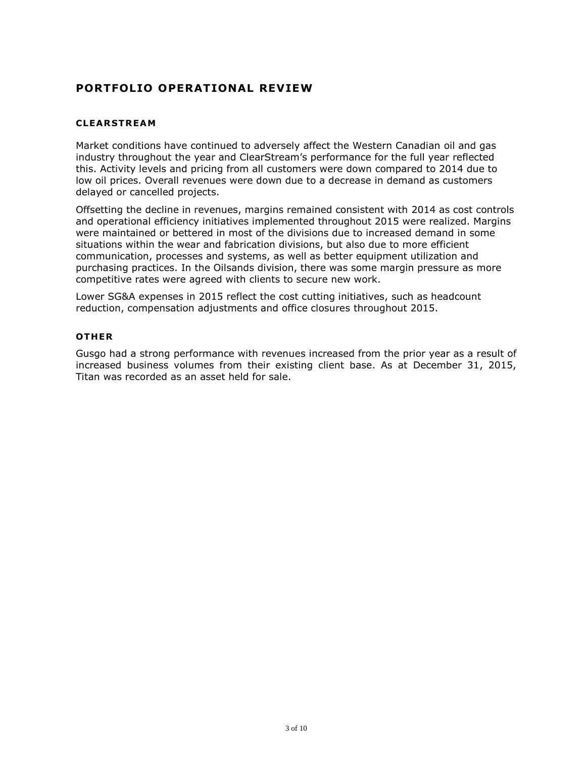# PORTFOLIO OPERATIONAL REVIEW

### CLEARSTREAM

Market conditions have continued to adversely affect the Western Canadian oil and gas industry throughout the year and ClearStream's performance for the full year reflected this. Activity levels and pricing from all customers were down compared to 2014 due to low oil prices. Overall revenues were down due to a decrease in demand as customers delayed or cancelled projects.

Offsetting the decline in revenues, margins remained consistent with 2014 as cost controls and operational efficiency initiatives implemented throughout 2015 were realized. Margins were maintained or bettered in most of the divisions due to increased demand in some situations within the wear and fabrication divisions, but also due to more efficient communication, processes and systems, as well as better equipment utilization and purchasing practices. In the Oilsands division, there was some margin pressure as more competitive rates were agreed with clients to secure new work.

Lower SG&A expenses in 2015 reflect the cost cutting initiatives, such as headcount reduction, compensation adjustments and office closures throughout 2015.

### OTHER

Gusgo had a strong performance with revenues increased from the prior year as a result of increased business volumes from their existing client base. As at December 31, 2015, Titan was recorded as an asset held for sale.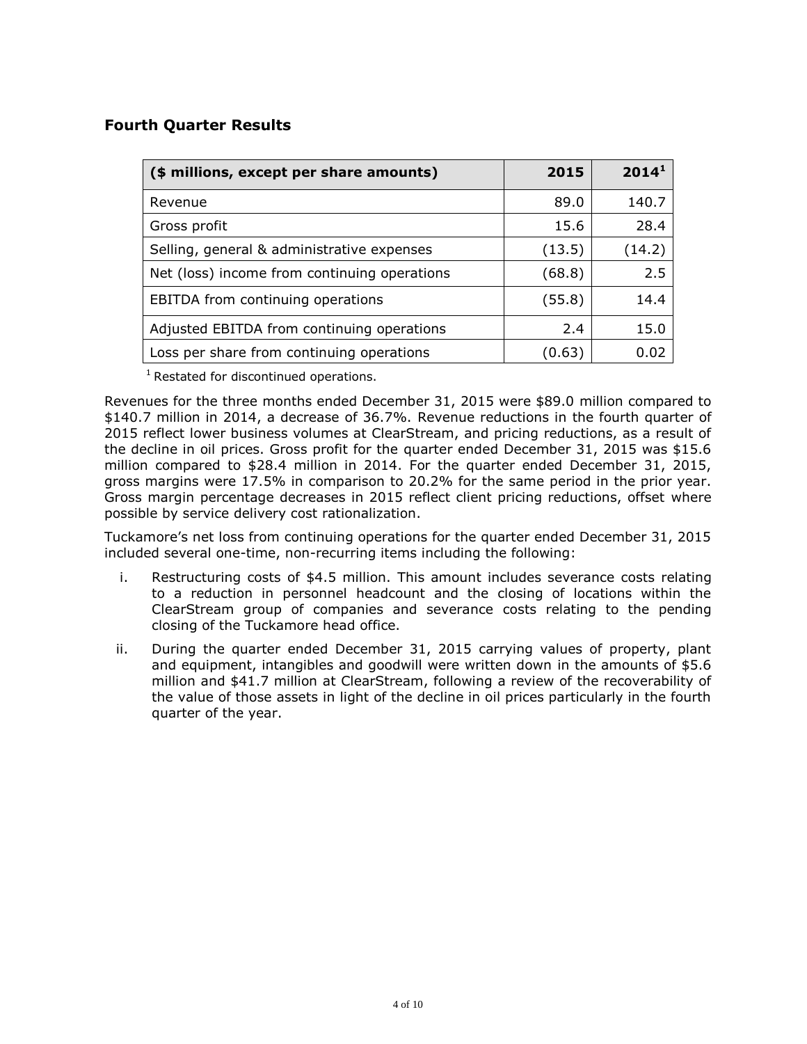## Fourth Quarter Results

| ($ millions, except per share amounts) | 2015 | 2014[1] |
|---|---|---|
| Revenue | 89.0 | 140.7 |
| Gross profit | 15.6 | 28.4 |
| Selling, general & administrative expenses | (13.5) | (14.2) |
| Net (loss) income from continuing operations | (68.8) | 2.5 |
| EBITDA from continuing operations | (55.8) | 14.4 |
| Adjusted EBITDA from continuing operations | 2.4 | 15.0 |
| Loss per share from continuing operations | (0.63) | 0.02 |

[1] Restated for discontinued operations.

Revenues for the three months ended December 31, 2015 were $89.0 million compared to $140.7 million in 2014, a decrease of 36.7%. Revenue reductions in the fourth quarter of 2015 reflect lower business volumes at ClearStream, and pricing reductions, as a result of the decline in oil prices. Gross profit for the quarter ended December 31, 2015 was $15.6 million compared to $28.4 million in 2014. For the quarter ended December 31, 2015, gross margins were 17.5% in comparison to 20.2% for the same period in the prior year. Gross margin percentage decreases in 2015 reflect client pricing reductions, offset where possible by service delivery cost rationalization.

Tuckamore's net loss from continuing operations for the quarter ended December 31, 2015 included several one-time, non-recurring items including the following:

i. Restructuring costs of $4.5 million. This amount includes severance costs relating to a reduction in personnel headcount and the closing of locations within the ClearStream group of companies and severance costs relating to the pending closing of the Tuckamore head office.

ii. During the quarter ended December 31, 2015 carrying values of property, plant and equipment, intangibles and goodwill were written down in the amounts of $5.6 million and $41.7 million at ClearStream, following a review of the recoverability of the value of those assets in light of the decline in oil prices particularly in the fourth quarter of the year.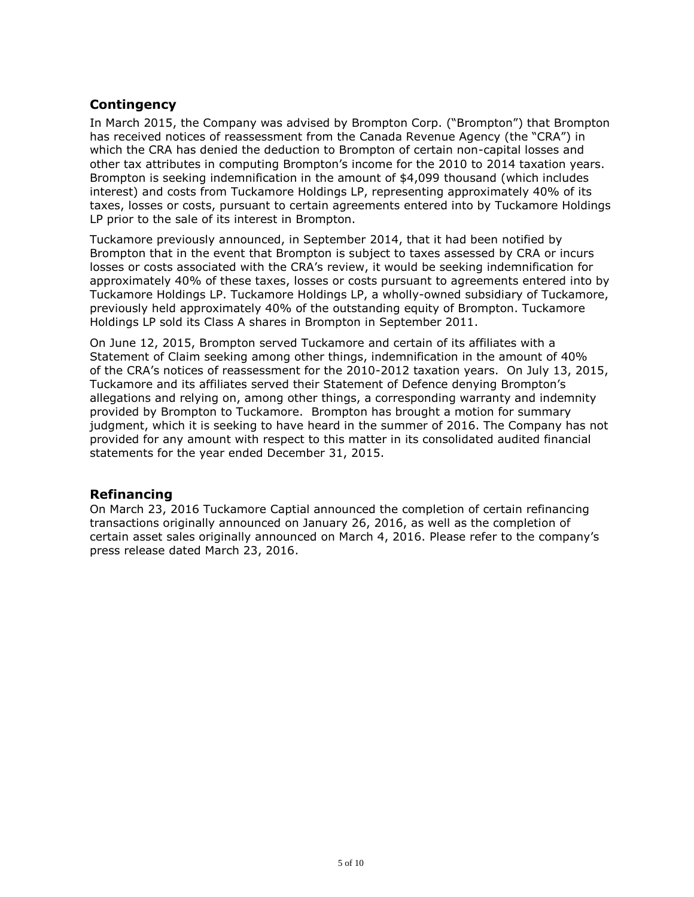## Contingency

In March 2015, the Company was advised by Brompton Corp. ("Brompton") that Brompton has received notices of reassessment from the Canada Revenue Agency (the "CRA") in which the CRA has denied the deduction to Brompton of certain non-capital losses and other tax attributes in computing Brompton's income for the 2010 to 2014 taxation years. Brompton is seeking indemnification in the amount of $4,099 thousand (which includes interest) and costs from Tuckamore Holdings LP, representing approximately 40% of its taxes, losses or costs, pursuant to certain agreements entered into by Tuckamore Holdings LP prior to the sale of its interest in Brompton.

Tuckamore previously announced, in September 2014, that it had been notified by Brompton that in the event that Brompton is subject to taxes assessed by CRA or incurs losses or costs associated with the CRA's review, it would be seeking indemnification for approximately 40% of these taxes, losses or costs pursuant to agreements entered into by Tuckamore Holdings LP. Tuckamore Holdings LP, a wholly-owned subsidiary of Tuckamore, previously held approximately 40% of the outstanding equity of Brompton. Tuckamore Holdings LP sold its Class A shares in Brompton in September 2011.

On June 12, 2015, Brompton served Tuckamore and certain of its affiliates with a Statement of Claim seeking among other things, indemnification in the amount of 40% of the CRA's notices of reassessment for the 2010-2012 taxation years. On July 13, 2015, Tuckamore and its affiliates served their Statement of Defence denying Brompton's allegations and relying on, among other things, a corresponding warranty and indemnity provided by Brompton to Tuckamore. Brompton has brought a motion for summary judgment, which it is seeking to have heard in the summer of 2016. The Company has not provided for any amount with respect to this matter in its consolidated audited financial statements for the year ended December 31, 2015.

## Refinancing

On March 23, 2016 Tuckamore Captial announced the completion of certain refinancing transactions originally announced on January 26, 2016, as well as the completion of certain asset sales originally announced on March 4, 2016. Please refer to the company's press release dated March 23, 2016.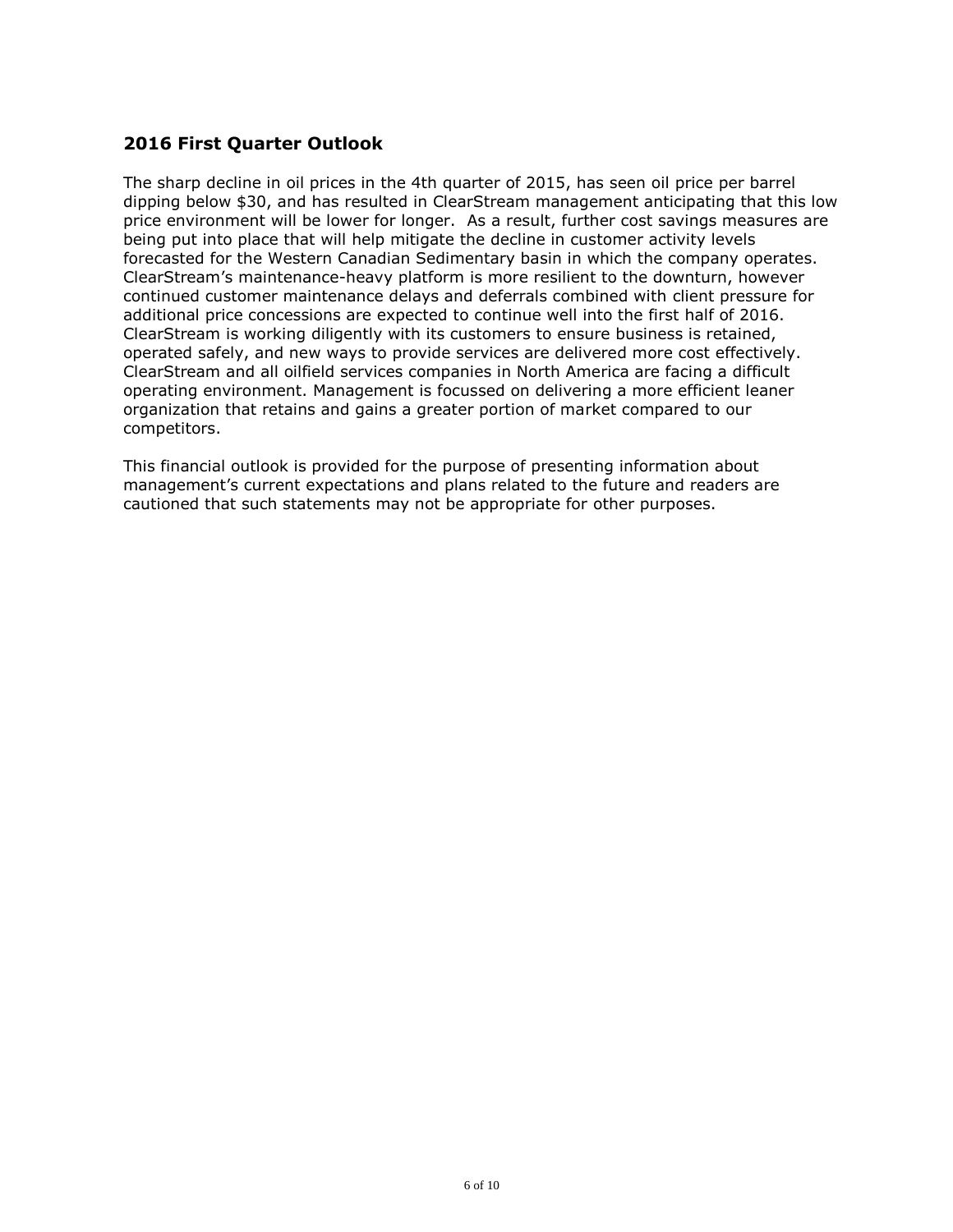## 2016 First Quarter Outlook

The sharp decline in oil prices in the 4th quarter of 2015, has seen oil price per barrel dipping below $30, and has resulted in ClearStream management anticipating that this low price environment will be lower for longer. As a result, further cost savings measures are being put into place that will help mitigate the decline in customer activity levels forecasted for the Western Canadian Sedimentary basin in which the company operates. ClearStream's maintenance-heavy platform is more resilient to the downturn, however continued customer maintenance delays and deferrals combined with client pressure for additional price concessions are expected to continue well into the first half of 2016. ClearStream is working diligently with its customers to ensure business is retained, operated safely, and new ways to provide services are delivered more cost effectively. ClearStream and all oilfield services companies in North America are facing a difficult operating environment. Management is focussed on delivering a more efficient leaner organization that retains and gains a greater portion of market compared to our competitors.

This financial outlook is provided for the purpose of presenting information about management's current expectations and plans related to the future and readers are cautioned that such statements may not be appropriate for other purposes.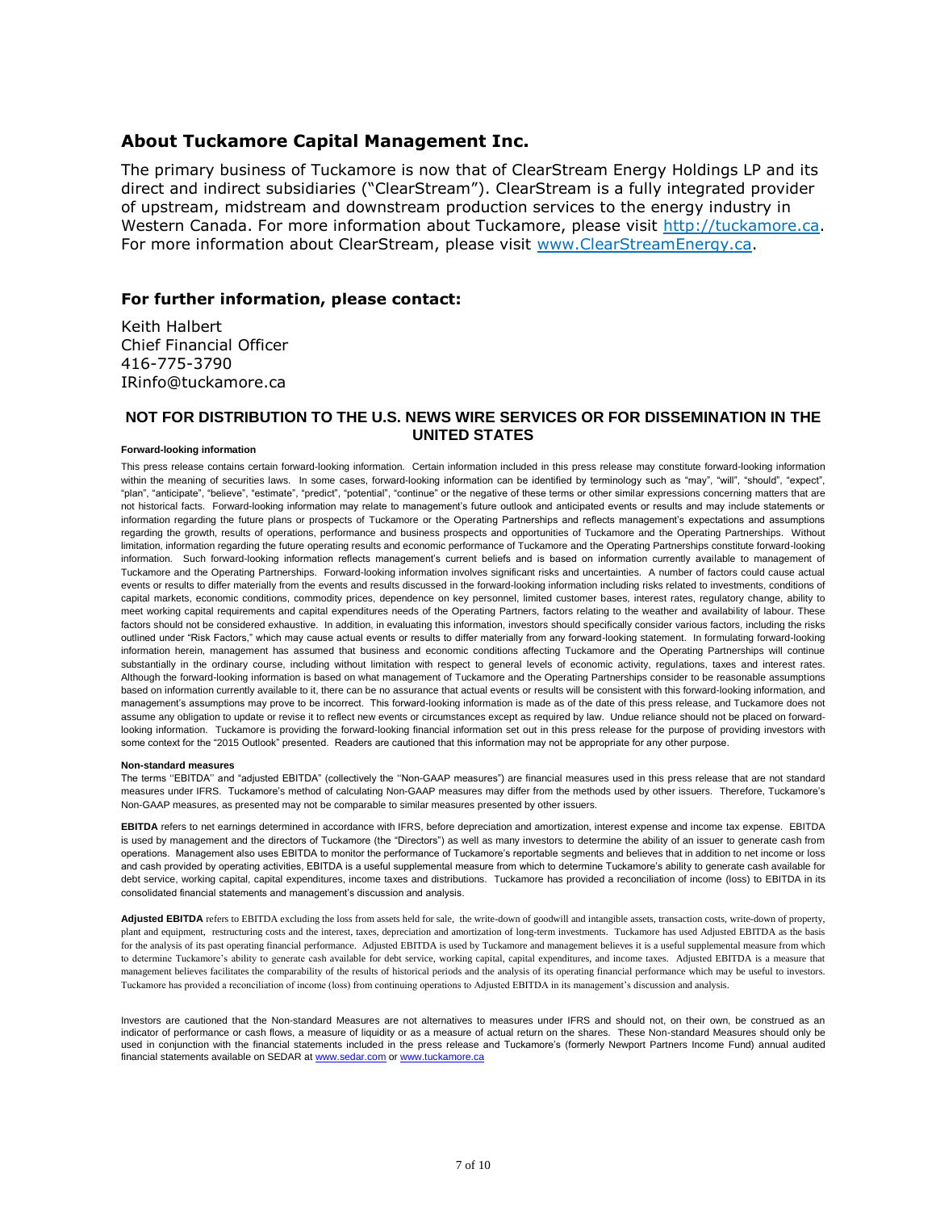## About Tuckamore Capital Management Inc.

The primary business of Tuckamore is now that of ClearStream Energy Holdings LP and its direct and indirect subsidiaries ("ClearStream"). ClearStream is a fully integrated provider of upstream, midstream and downstream production services to the energy industry in Western Canada. For more information about Tuckamore, please visit [http://tuckamore.ca](http://tuckamore.ca). For more information about ClearStream, please visit [www.ClearStreamEnergy.ca](http://www.ClearStreamEnergy.ca).

### For further information, please contact:

Keith Halbert
Chief Financial Officer
416-775-3790
IRinfo@tuckamore.ca

**NOT FOR DISTRIBUTION TO THE U.S. NEWS WIRE SERVICES OR FOR DISSEMINATION IN THE UNITED STATES**

**Forward-looking information**

This press release contains certain forward-looking information. Certain information included in this press release may constitute forward-looking information within the meaning of securities laws. In some cases, forward-looking information can be identified by terminology such as "may", "will", "should", "expect", "plan", "anticipate", "believe", "estimate", "predict", "potential", "continue" or the negative of these terms or other similar expressions concerning matters that are not historical facts. Forward-looking information may relate to management's future outlook and anticipated events or results and may include statements or information regarding the future plans or prospects of Tuckamore or the Operating Partnerships and reflects management's expectations and assumptions regarding the growth, results of operations, performance and business prospects and opportunities of Tuckamore and the Operating Partnerships. Without limitation, information regarding the future operating results and economic performance of Tuckamore and the Operating Partnerships constitute forward-looking information. Such forward-looking information reflects management's current beliefs and is based on information currently available to management of Tuckamore and the Operating Partnerships. Forward-looking information involves significant risks and uncertainties. A number of factors could cause actual events or results to differ materially from the events and results discussed in the forward-looking information including risks related to investments, conditions of capital markets, economic conditions, commodity prices, dependence on key personnel, limited customer bases, interest rates, regulatory change, ability to meet working capital requirements and capital expenditures needs of the Operating Partners, factors relating to the weather and availability of labour. These factors should not be considered exhaustive. In addition, in evaluating this information, investors should specifically consider various factors, including the risks outlined under "Risk Factors," which may cause actual events or results to differ materially from any forward-looking statement. In formulating forward-looking information herein, management has assumed that business and economic conditions affecting Tuckamore and the Operating Partnerships will continue substantially in the ordinary course, including without limitation with respect to general levels of economic activity, regulations, taxes and interest rates. Although the forward-looking information is based on what management of Tuckamore and the Operating Partnerships consider to be reasonable assumptions based on information currently available to it, there can be no assurance that actual events or results will be consistent with this forward-looking information, and management's assumptions may prove to be incorrect. This forward-looking information is made as of the date of this press release, and Tuckamore does not assume any obligation to update or revise it to reflect new events or circumstances except as required by law. Undue reliance should not be placed on forward-looking information. Tuckamore is providing the forward-looking financial information set out in this press release for the purpose of providing investors with some context for the "2015 Outlook" presented. Readers are cautioned that this information may not be appropriate for any other purpose.

**Non-standard measures**

The terms "EBITDA" and "adjusted EBITDA" (collectively the "Non-GAAP measures") are financial measures used in this press release that are not standard measures under IFRS. Tuckamore's method of calculating Non-GAAP measures may differ from the methods used by other issuers. Therefore, Tuckamore's Non-GAAP measures, as presented may not be comparable to similar measures presented by other issuers.

**EBITDA** refers to net earnings determined in accordance with IFRS, before depreciation and amortization, interest expense and income tax expense. EBITDA is used by management and the directors of Tuckamore (the "Directors") as well as many investors to determine the ability of an issuer to generate cash from operations. Management also uses EBITDA to monitor the performance of Tuckamore's reportable segments and believes that in addition to net income or loss and cash provided by operating activities, EBITDA is a useful supplemental measure from which to determine Tuckamore's ability to generate cash available for debt service, working capital, capital expenditures, income taxes and distributions. Tuckamore has provided a reconciliation of income (loss) to EBITDA in its consolidated financial statements and management's discussion and analysis.

**Adjusted EBITDA** refers to EBITDA excluding the loss from assets held for sale, the write-down of goodwill and intangible assets, transaction costs, write-down of property, plant and equipment, restructuring costs and the interest, taxes, depreciation and amortization of long-term investments. Tuckamore has used Adjusted EBITDA as the basis for the analysis of its past operating financial performance. Adjusted EBITDA is used by Tuckamore and management believes it is a useful supplemental measure from which to determine Tuckamore's ability to generate cash available for debt service, working capital, capital expenditures, and income taxes. Adjusted EBITDA is a measure that management believes facilitates the comparability of the results of historical periods and the analysis of its operating financial performance which may be useful to investors. Tuckamore has provided a reconciliation of income (loss) from continuing operations to Adjusted EBITDA in its management's discussion and analysis.

Investors are cautioned that the Non-standard Measures are not alternatives to measures under IFRS and should not, on their own, be construed as an indicator of performance or cash flows, a measure of liquidity or as a measure of actual return on the shares. These Non-standard Measures should only be used in conjunction with the financial statements included in the press release and Tuckamore's (formerly Newport Partners Income Fund) annual audited financial statements available on SEDAR at [www.sedar.com](http://www.sedar.com) or [www.tuckamore.ca](http://www.tuckamore.ca)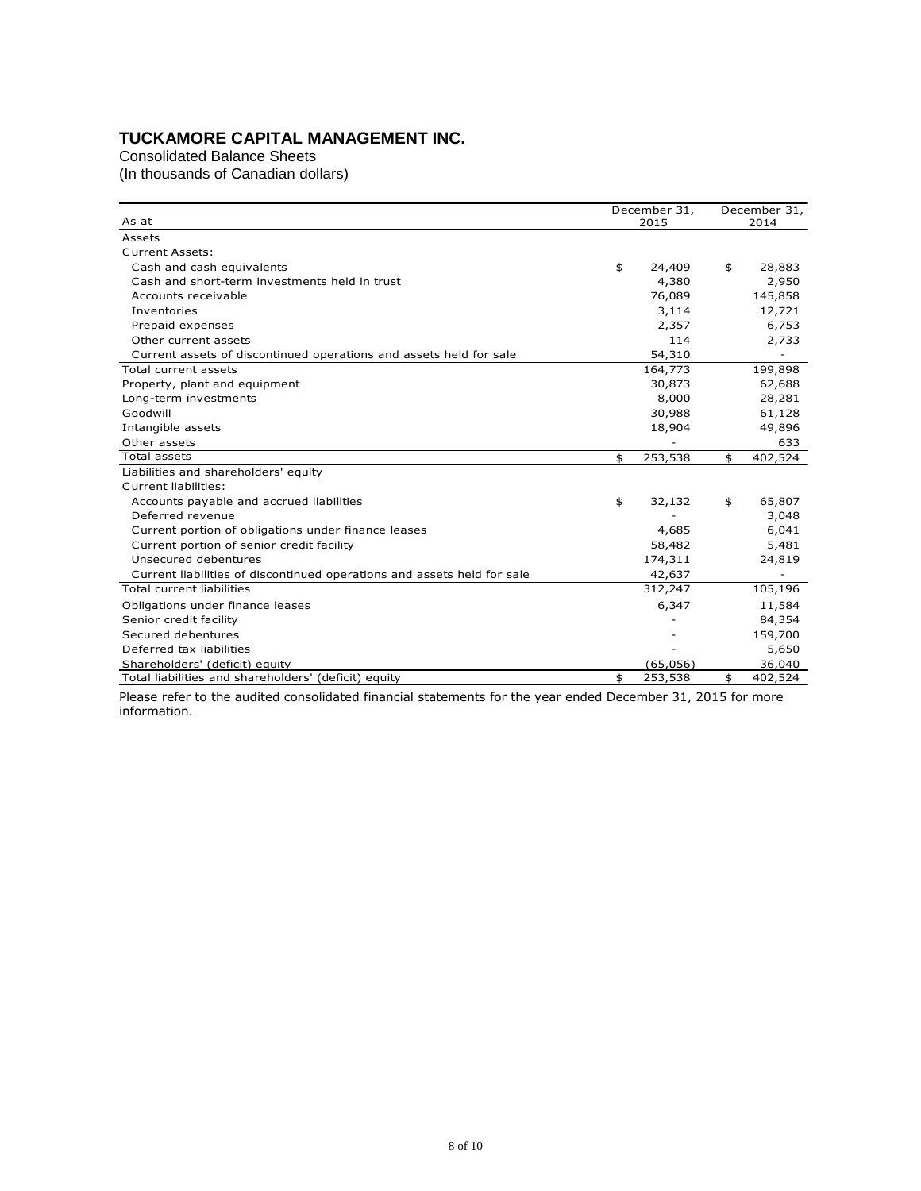# TUCKAMORE CAPITAL MANAGEMENT INC.

Consolidated Balance Sheets

(In thousands of Canadian dollars)

| As at | December 31, 2015 | December 31, 2014 |
|---|---|---|
| Assets | | |
| Current Assets: | | |
| Cash and cash equivalents | $ 24,409 | $ 28,883 |
| Cash and short-term investments held in trust | 4,380 | 2,950 |
| Accounts receivable | 76,089 | 145,858 |
| Inventories | 3,114 | 12,721 |
| Prepaid expenses | 2,357 | 6,753 |
| Other current assets | 114 | 2,733 |
| Current assets of discontinued operations and assets held for sale | 54,310 | - |
| Total current assets | 164,773 | 199,898 |
| Property, plant and equipment | 30,873 | 62,688 |
| Long-term investments | 8,000 | 28,281 |
| Goodwill | 30,988 | 61,128 |
| Intangible assets | 18,904 | 49,896 |
| Other assets | - | 633 |
| Total assets | $ 253,538 | $ 402,524 |
| Liabilities and shareholders' equity | | |
| Current liabilities: | | |
| Accounts payable and accrued liabilities | $ 32,132 | $ 65,807 |
| Deferred revenue | - | 3,048 |
| Current portion of obligations under finance leases | 4,685 | 6,041 |
| Current portion of senior credit facility | 58,482 | 5,481 |
| Unsecured debentures | 174,311 | 24,819 |
| Current liabilities of discontinued operations and assets held for sale | 42,637 | - |
| Total current liabilities | 312,247 | 105,196 |
| Obligations under finance leases | 6,347 | 11,584 |
| Senior credit facility | - | 84,354 |
| Secured debentures | - | 159,700 |
| Deferred tax liabilities | - | 5,650 |
| Shareholders' (deficit) equity | (65,056) | 36,040 |
| Total liabilities and shareholders' (deficit) equity | $ 253,538 | $ 402,524 |

Please refer to the audited consolidated financial statements for the year ended December 31, 2015 for more information.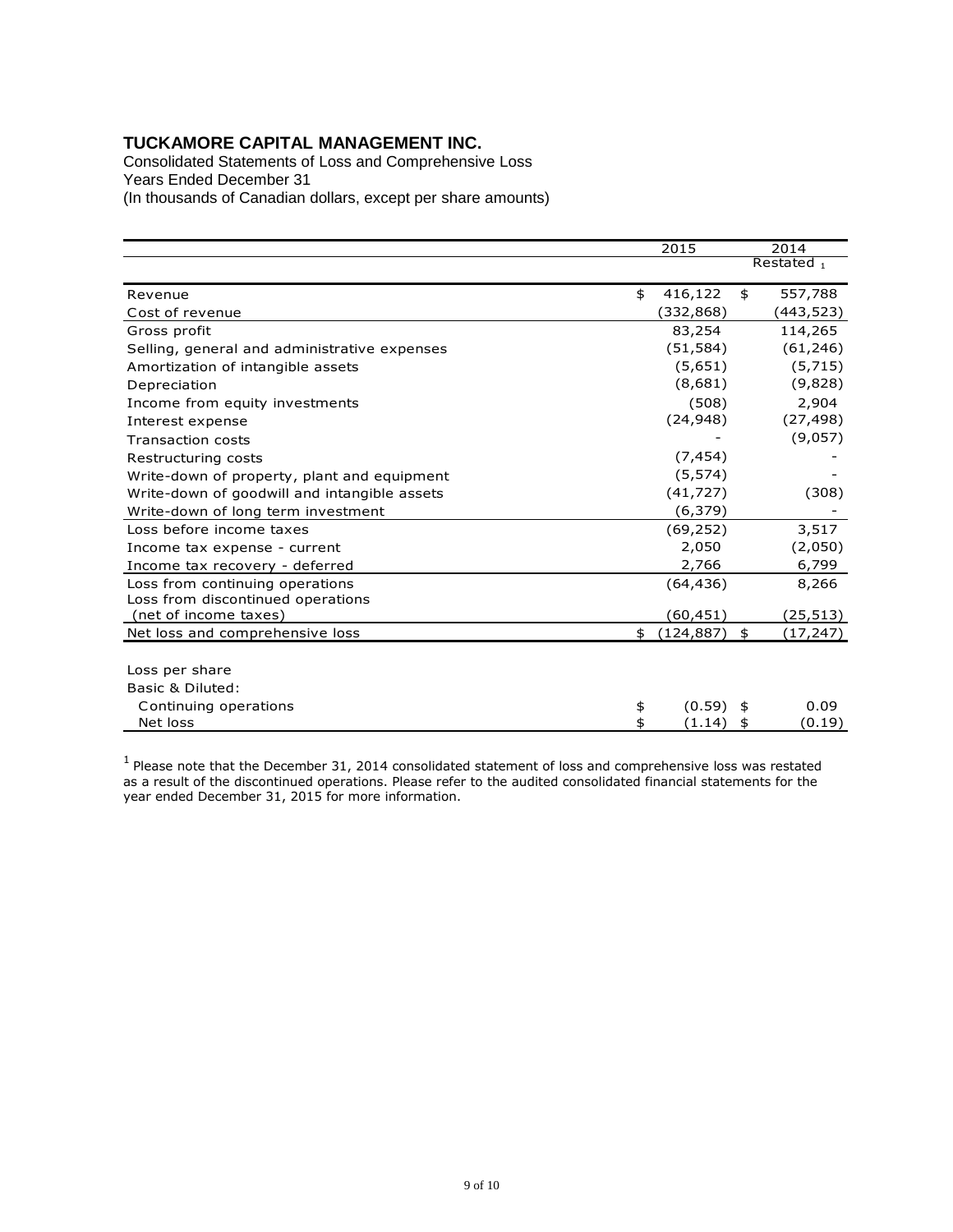# TUCKAMORE CAPITAL MANAGEMENT INC.

Consolidated Statements of Loss and Comprehensive Loss
Years Ended December 31
(In thousands of Canadian dollars, except per share amounts)

| | 2015 | 2014 Restated [1] |
|---|---|---|
| Revenue | $ 416,122 | $ 557,788 |
| Cost of revenue | (332,868) | (443,523) |
| Gross profit | 83,254 | 114,265 |
| Selling, general and administrative expenses | (51,584) | (61,246) |
| Amortization of intangible assets | (5,651) | (5,715) |
| Depreciation | (8,681) | (9,828) |
| Income from equity investments | (508) | 2,904 |
| Interest expense | (24,948) | (27,498) |
| Transaction costs | - | (9,057) |
| Restructuring costs | (7,454) | - |
| Write-down of property, plant and equipment | (5,574) | - |
| Write-down of goodwill and intangible assets | (41,727) | (308) |
| Write-down of long term investment | (6,379) | - |
| Loss before income taxes | (69,252) | 3,517 |
| Income tax expense - current | 2,050 | (2,050) |
| Income tax recovery - deferred | 2,766 | 6,799 |
| Loss from continuing operations | (64,436) | 8,266 |
| Loss from discontinued operations (net of income taxes) | (60,451) | (25,513) |
| Net loss and comprehensive loss | $ (124,887) | $ (17,247) |
| | | |
| Loss per share | | |
| Basic & Diluted: | | |
| Continuing operations | $ (0.59) | $ 0.09 |
| Net loss | $ (1.14) | $ (0.19) |

[1] Please note that the December 31, 2014 consolidated statement of loss and comprehensive loss was restated as a result of the discontinued operations. Please refer to the audited consolidated financial statements for the year ended December 31, 2015 for more information.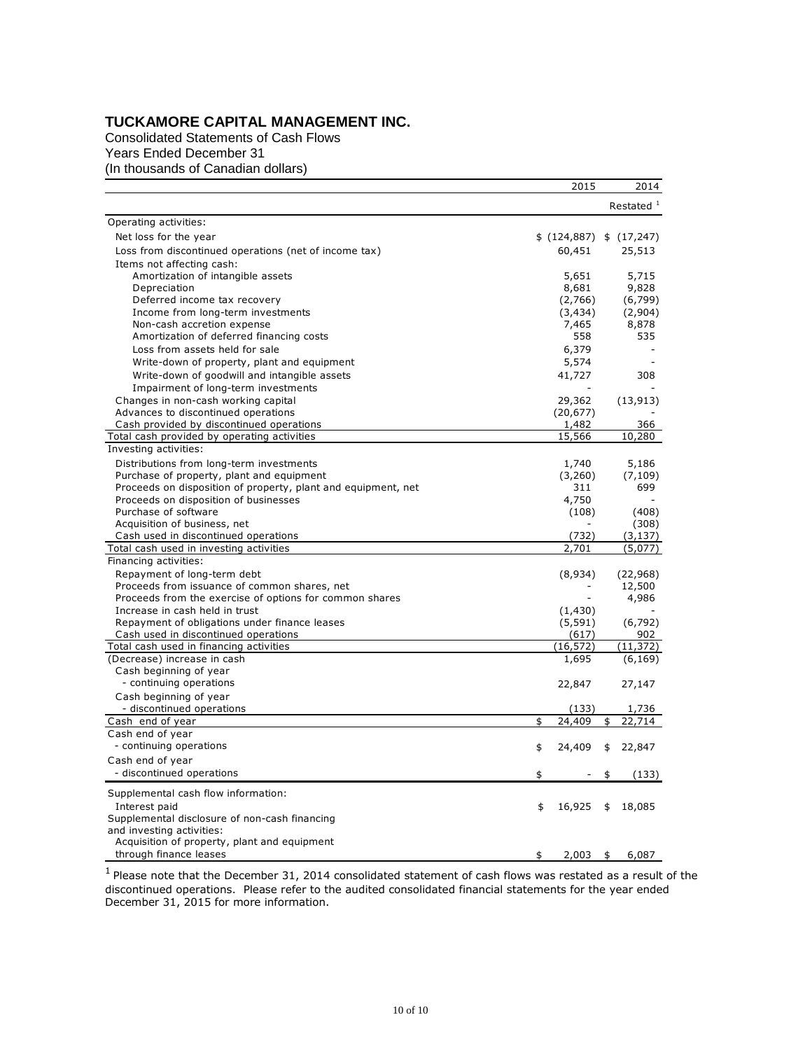# TUCKAMORE CAPITAL MANAGEMENT INC.

Consolidated Statements of Cash Flows
Years Ended December 31
(In thousands of Canadian dollars)

| | 2015 | 2014 |
|---|---|---|
| | | Restated [1] |
| Operating activities: | | |
| Net loss for the year | $ (124,887) | $ (17,247) |
| Loss from discontinued operations (net of income tax) | 60,451 | 25,513 |
| Items not affecting cash: | | |
| Amortization of intangible assets | 5,651 | 5,715 |
| Depreciation | 8,681 | 9,828 |
| Deferred income tax recovery | (2,766) | (6,799) |
| Income from long-term investments | (3,434) | (2,904) |
| Non-cash accretion expense | 7,465 | 8,878 |
| Amortization of deferred financing costs | 558 | 535 |
| Loss from assets held for sale | 6,379 | - |
| Write-down of property, plant and equipment | 5,574 | - |
| Write-down of goodwill and intangible assets | 41,727 | 308 |
| Impairment of long-term investments | - | - |
| Changes in non-cash working capital | 29,362 | (13,913) |
| Advances to discontinued operations | (20,677) | - |
| Cash provided by discontinued operations | 1,482 | 366 |
| Total cash provided by operating activities | 15,566 | 10,280 |
| Investing activities: | | |
| Distributions from long-term investments | 1,740 | 5,186 |
| Purchase of property, plant and equipment | (3,260) | (7,109) |
| Proceeds on disposition of property, plant and equipment, net | 311 | 699 |
| Proceeds on disposition of businesses | 4,750 | - |
| Purchase of software | (108) | (408) |
| Acquisition of business, net | - | (308) |
| Cash used in discontinued operations | (732) | (3,137) |
| Total cash used in investing activities | 2,701 | (5,077) |
| Financing activities: | | |
| Repayment of long-term debt | (8,934) | (22,968) |
| Proceeds from issuance of common shares, net | - | 12,500 |
| Proceeds from the exercise of options for common shares | - | 4,986 |
| Increase in cash held in trust | (1,430) | - |
| Repayment of obligations under finance leases | (5,591) | (6,792) |
| Cash used in discontinued operations | (617) | 902 |
| Total cash used in financing activities | (16,572) | (11,372) |
| (Decrease) increase in cash | 1,695 | (6,169) |
| Cash beginning of year - continuing operations | 22,847 | 27,147 |
| Cash beginning of year - discontinued operations | (133) | 1,736 |
| Cash end of year | $ 24,409 | $ 22,714 |
| Cash end of year - continuing operations | $ 24,409 | $ 22,847 |
| Cash end of year - discontinued operations | $ - | $ (133) |
| Supplemental cash flow information: | | |
| Interest paid | $ 16,925 | $ 18,085 |
| Supplemental disclosure of non-cash financing and investing activities: | | |
| Acquisition of property, plant and equipment through finance leases | $ 2,003 | $ 6,087 |

[1] Please note that the December 31, 2014 consolidated statement of cash flows was restated as a result of the discontinued operations. Please refer to the audited consolidated financial statements for the year ended December 31, 2015 for more information.